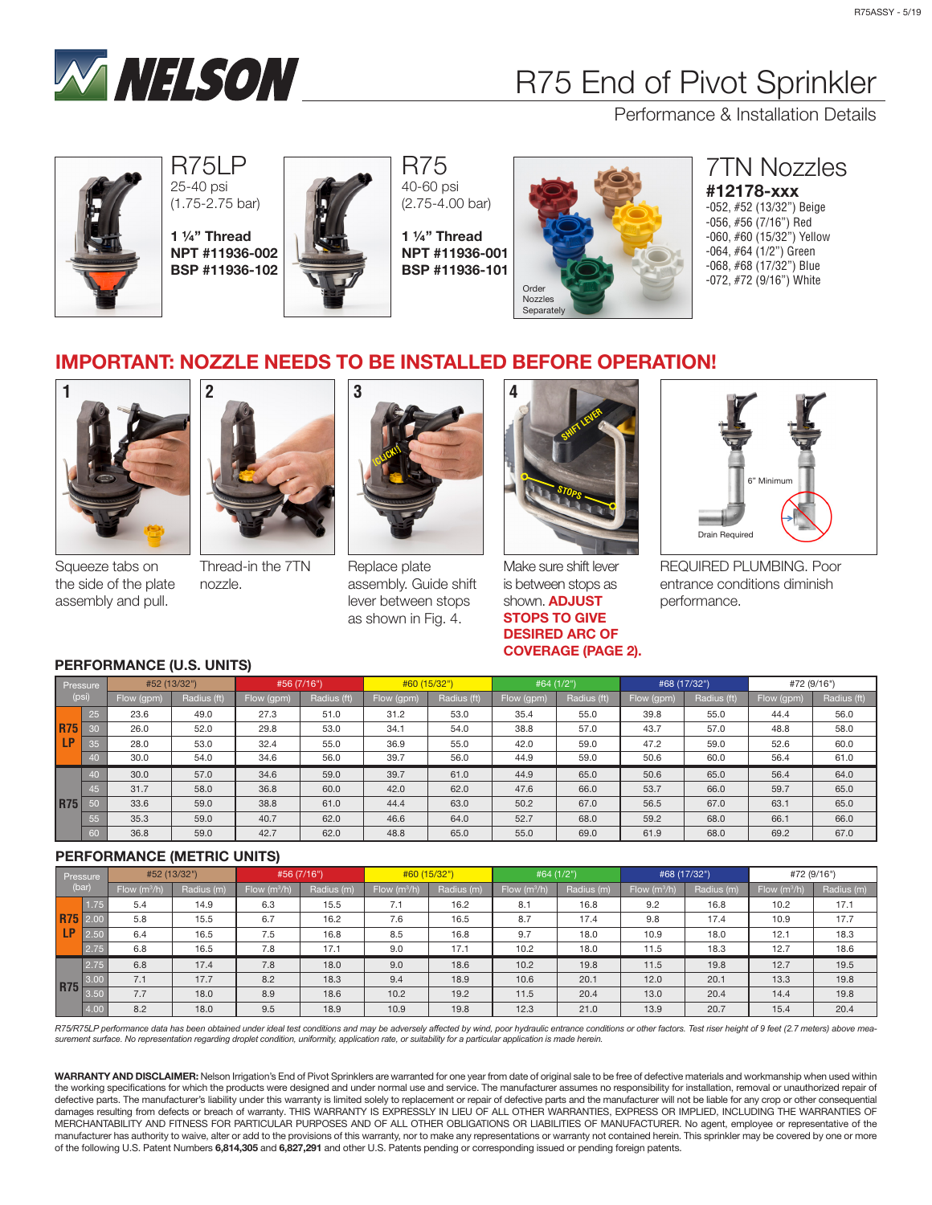NELSON

# R75 End of Pivot Sprinkler

Performance & Installation Details

## R75LP

25-40 psi
(1.75-2.75 bar)

**1 ¼" Thread**
**NPT #11936-002**
**BSP #11936-102**

## R75

40-60 psi
(2.75-4.00 bar)

**1 ¼" Thread**
**NPT #11936-001**
**BSP #11936-101**

Order Nozzles Separately

## 7TN Nozzles

**#12178-xxx**
-052, #52 (13/32") Beige
-056, #56 (7/16") Red
-060, #60 (15/32") Yellow
-064, #64 (1/2") Green
-068, #68 (17/32") Blue
-072, #72 (9/16") White

## IMPORTANT: NOZZLE NEEDS TO BE INSTALLED BEFORE OPERATION!

1. Squeeze tabs on the side of the plate assembly and pull.
2. Thread-in the 7TN nozzle.
3. Replace plate assembly. Guide shift lever between stops as shown in Fig. 4.
4. Make sure shift lever is between stops as shown. **ADJUST STOPS TO GIVE DESIRED ARC OF COVERAGE (PAGE 2).**

REQUIRED PLUMBING. Poor entrance conditions diminish performance.

(6" Minimum; Drain Required)

### PERFORMANCE (U.S. UNITS)

| Pressure (psi) | | #52 (13/32") | | #56 (7/16") | | #60 (15/32") | | #64 (1/2") | | #68 (17/32") | | #72 (9/16") | |
|---|---|---|---|---|---|---|---|---|---|---|---|---|---|
| | | Flow (gpm) | Radius (ft) | Flow (gpm) | Radius (ft) | Flow (gpm) | Radius (ft) | Flow (gpm) | Radius (ft) | Flow (gpm) | Radius (ft) | Flow (gpm) | Radius (ft) |
| R75 LP | 25 | 23.6 | 49.0 | 27.3 | 51.0 | 31.2 | 53.0 | 35.4 | 55.0 | 39.8 | 55.0 | 44.4 | 56.0 |
| | 30 | 26.0 | 52.0 | 29.8 | 53.0 | 34.1 | 54.0 | 38.8 | 57.0 | 43.7 | 57.0 | 48.8 | 58.0 |
| | 35 | 28.0 | 53.0 | 32.4 | 55.0 | 36.9 | 55.0 | 42.0 | 59.0 | 47.2 | 59.0 | 52.6 | 60.0 |
| | 40 | 30.0 | 54.0 | 34.6 | 56.0 | 39.7 | 56.0 | 44.9 | 59.0 | 50.6 | 60.0 | 56.4 | 61.0 |
| R75 | 40 | 30.0 | 57.0 | 34.6 | 59.0 | 39.7 | 61.0 | 44.9 | 65.0 | 50.6 | 65.0 | 56.4 | 64.0 |
| | 45 | 31.7 | 58.0 | 36.8 | 60.0 | 42.0 | 62.0 | 47.6 | 66.0 | 53.7 | 66.0 | 59.7 | 65.0 |
| | 50 | 33.6 | 59.0 | 38.8 | 61.0 | 44.4 | 63.0 | 50.2 | 67.0 | 56.5 | 67.0 | 63.1 | 65.0 |
| | 55 | 35.3 | 59.0 | 40.7 | 62.0 | 46.6 | 64.0 | 52.7 | 68.0 | 59.2 | 68.0 | 66.1 | 66.0 |
| | 60 | 36.8 | 59.0 | 42.7 | 62.0 | 48.8 | 65.0 | 55.0 | 69.0 | 61.9 | 68.0 | 69.2 | 67.0 |

### PERFORMANCE (METRIC UNITS)

| Pressure (bar) | | #52 (13/32") | | #56 (7/16") | | #60 (15/32") | | #64 (1/2") | | #68 (17/32") | | #72 (9/16") | |
|---|---|---|---|---|---|---|---|---|---|---|---|---|---|
| | | Flow ($m^3$/h) | Radius (m) | Flow ($m^3$/h) | Radius (m) | Flow ($m^3$/h) | Radius (m) | Flow ($m^3$/h) | Radius (m) | Flow ($m^3$/h) | Radius (m) | Flow ($m^3$/h) | Radius (m) |
| R75 LP | 1.75 | 5.4 | 14.9 | 6.3 | 15.5 | 7.1 | 16.2 | 8.1 | 16.8 | 9.2 | 16.8 | 10.2 | 17.1 |
| | 2.00 | 5.8 | 15.5 | 6.7 | 16.2 | 7.6 | 16.5 | 8.7 | 17.4 | 9.8 | 17.4 | 10.9 | 17.7 |
| | 2.50 | 6.4 | 16.5 | 7.5 | 16.8 | 8.5 | 16.8 | 9.7 | 18.0 | 10.9 | 18.0 | 12.1 | 18.3 |
| | 2.75 | 6.8 | 16.5 | 7.8 | 17.1 | 9.0 | 17.1 | 10.2 | 18.0 | 11.5 | 18.3 | 12.7 | 18.6 |
| R75 | 2.75 | 6.8 | 17.4 | 7.8 | 18.0 | 9.0 | 18.6 | 10.2 | 19.8 | 11.5 | 19.8 | 12.7 | 19.5 |
| | 3.00 | 7.1 | 17.7 | 8.2 | 18.3 | 9.4 | 18.9 | 10.6 | 20.1 | 12.0 | 20.1 | 13.3 | 19.8 |
| | 3.50 | 7.7 | 18.0 | 8.9 | 18.6 | 10.2 | 19.2 | 11.5 | 20.4 | 13.0 | 20.4 | 14.4 | 19.8 |
| | 4.00 | 8.2 | 18.0 | 9.5 | 18.9 | 10.9 | 19.8 | 12.3 | 21.0 | 13.9 | 20.7 | 15.4 | 20.4 |

*R75/R75LP performance data has been obtained under ideal test conditions and may be adversely affected by wind, poor hydraulic entrance conditions or other factors. Test riser height of 9 feet (2.7 meters) above measurement surface. No representation regarding droplet condition, uniformity, application rate, or suitability for a particular application is made herein.*

**WARRANTY AND DISCLAIMER:** Nelson Irrigation's End of Pivot Sprinklers are warranted for one year from date of original sale to be free of defective materials and workmanship when used within the working specifications for which the products were designed and under normal use and service. The manufacturer assumes no responsibility for installation, removal or unauthorized repair of defective parts. The manufacturer's liability under this warranty is limited solely to replacement or repair of defective parts and the manufacturer will not be liable for any crop or other consequential damages resulting from defects or breach of warranty. THIS WARRANTY IS EXPRESSLY IN LIEU OF ALL OTHER WARRANTIES, EXPRESS OR IMPLIED, INCLUDING THE WARRANTIES OF MERCHANTABILITY AND FITNESS FOR PARTICULAR PURPOSES AND OF ALL OTHER OBLIGATIONS OR LIABILITIES OF MANUFACTURER. No agent, employee or representative of the manufacturer has authority to waive, alter or add to the provisions of this warranty, nor to make any representations or warranty not contained herein. This sprinkler may be covered by one or more of the following U.S. Patent Numbers **6,814,305** and **6,827,291** and other U.S. Patents pending or corresponding issued or pending foreign patents.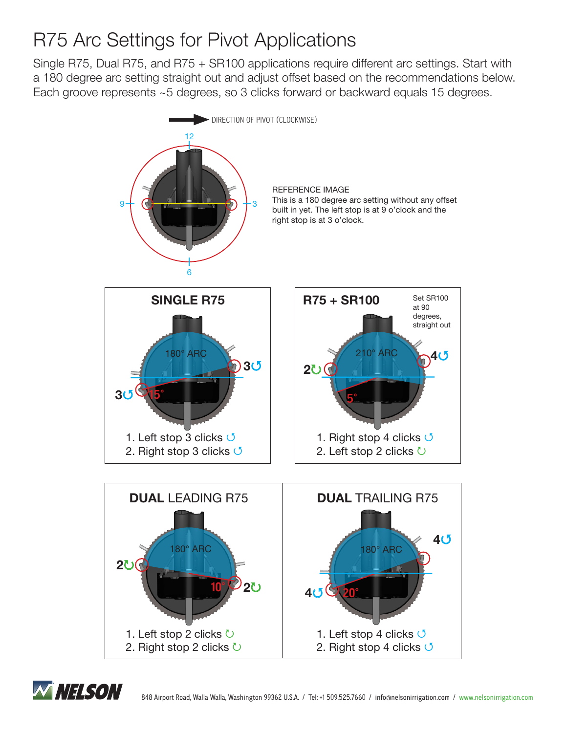# R75 Arc Settings for Pivot Applications

Single R75, Dual R75, and R75 + SR100 applications require different arc settings. Start with a 180 degree arc setting straight out and adjust offset based on the recommendations below. Each groove represents ~5 degrees, so 3 clicks forward or backward equals 15 degrees.

DIRECTION OF PIVOT (CLOCKWISE)

12

9

3

6

REFERENCE IMAGE
This is a 180 degree arc setting without any offset built in yet. The left stop is at 9 o'clock and the right stop is at 3 o'clock.

## SINGLE R75

180° ARC

3↺

3↺

15°

1. Left stop 3 clicks ↺
2. Right stop 3 clicks ↺

## R75 + SR100

Set SR100 at 90 degrees, straight out

210° ARC

2↻

4↺

5°

1. Right stop 4 clicks ↺
2. Left stop 2 clicks ↻

## DUAL LEADING R75

180° ARC

2↻

10°

2↻

1. Left stop 2 clicks ↻
2. Right stop 2 clicks ↻

## DUAL TRAILING R75

4↺

180° ARC

4↺

20°

1. Left stop 4 clicks ↺
2. Right stop 4 clicks ↺

NELSON

848 Airport Road, Walla Walla, Washington 99362 U.S.A. / Tel: +1 509.525.7660 / info@nelsonirrigation.com / www.nelsonirrigation.com